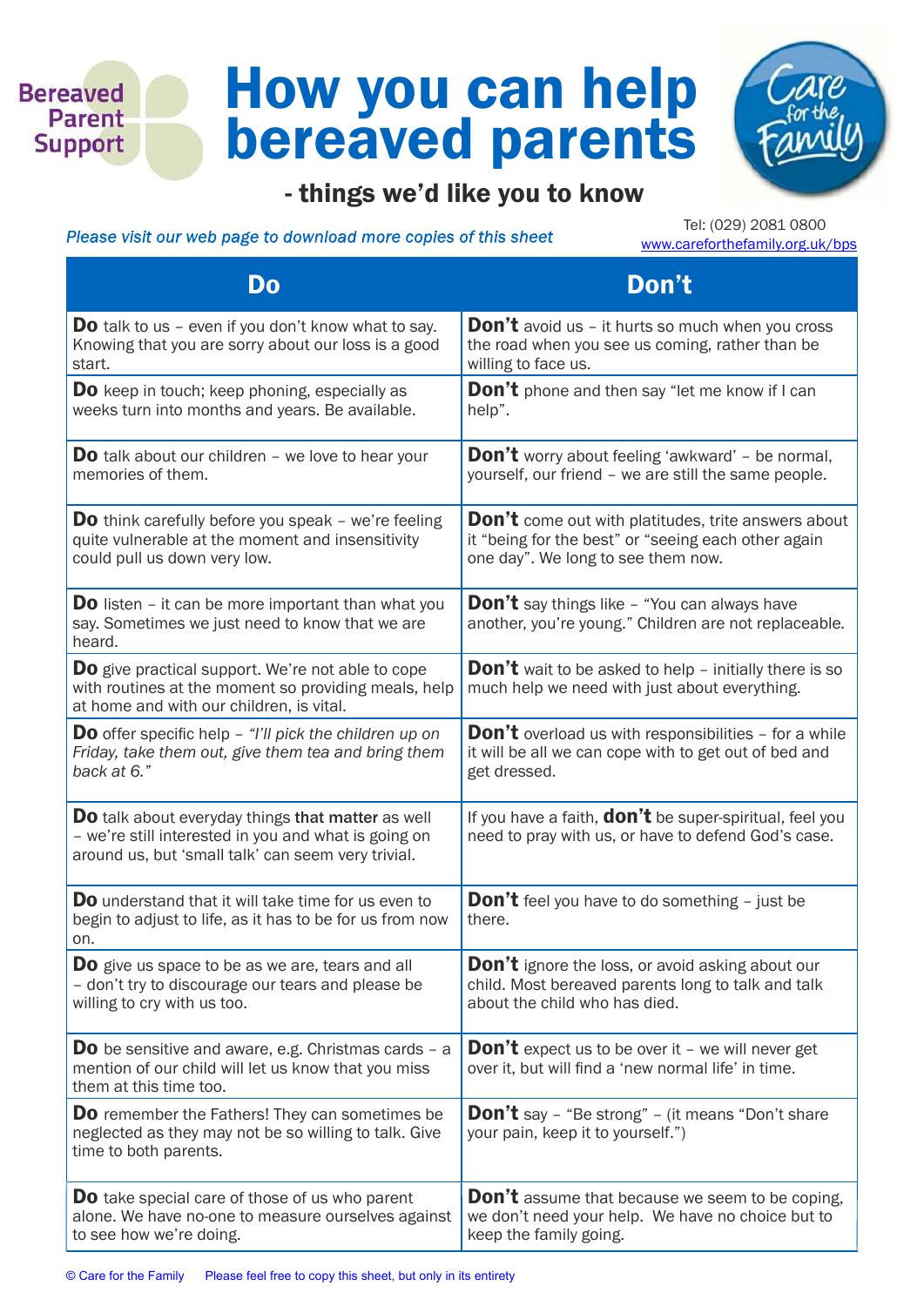Bereaved Parent Support

# How you can help bereaved parents

## - things we'd like you to know

*Please visit our web page to download more copies of this sheet*

Tel: (029) 2081 0800
www.careforthefamily.org.uk/bps

| Do | Don't |
|---|---|
| **Do** talk to us – even if you don't know what to say. Knowing that you are sorry about our loss is a good start. | **Don't** avoid us – it hurts so much when you cross the road when you see us coming, rather than be willing to face us. |
| **Do** keep in touch; keep phoning, especially as weeks turn into months and years. Be available. | **Don't** phone and then say "let me know if I can help". |
| **Do** talk about our children – we love to hear your memories of them. | **Don't** worry about feeling 'awkward' – be normal, yourself, our friend – we are still the same people. |
| **Do** think carefully before you speak – we're feeling quite vulnerable at the moment and insensitivity could pull us down very low. | **Don't** come out with platitudes, trite answers about it "being for the best" or "seeing each other again one day". We long to see them now. |
| **Do** listen – it can be more important than what you say. Sometimes we just need to know that we are heard. | **Don't** say things like – "You can always have another, you're young." Children are not replaceable. |
| **Do** give practical support. We're not able to cope with routines at the moment so providing meals, help at home and with our children, is vital. | **Don't** wait to be asked to help – initially there is so much help we need with just about everything. |
| **Do** offer specific help – *"I'll pick the children up on Friday, take them out, give them tea and bring them back at 6."* | **Don't** overload us with responsibilities – for a while it will be all we can cope with to get out of bed and get dressed. |
| **Do** talk about everyday things **that matter** as well – we're still interested in you and what is going on around us, but 'small talk' can seem very trivial. | If you have a faith, **don't** be super-spiritual, feel you need to pray with us, or have to defend God's case. |
| **Do** understand that it will take time for us even to begin to adjust to life, as it has to be for us from now on. | **Don't** feel you have to do something – just be there. |
| **Do** give us space to be as we are, tears and all – don't try to discourage our tears and please be willing to cry with us too. | **Don't** ignore the loss, or avoid asking about our child. Most bereaved parents long to talk and talk about the child who has died. |
| **Do** be sensitive and aware, e.g. Christmas cards – a mention of our child will let us know that you miss them at this time too. | **Don't** expect us to be over it – we will never get over it, but will find a 'new normal life' in time. |
| **Do** remember the Fathers! They can sometimes be neglected as they may not be so willing to talk. Give time to both parents. | **Don't** say – "Be strong" – (it means "Don't share your pain, keep it to yourself.") |
| **Do** take special care of those of us who parent alone. We have no-one to measure ourselves against to see how we're doing. | **Don't** assume that because we seem to be coping, we don't need your help. We have no choice but to keep the family going. |

© Care for the Family    Please feel free to copy this sheet, but only in its entirety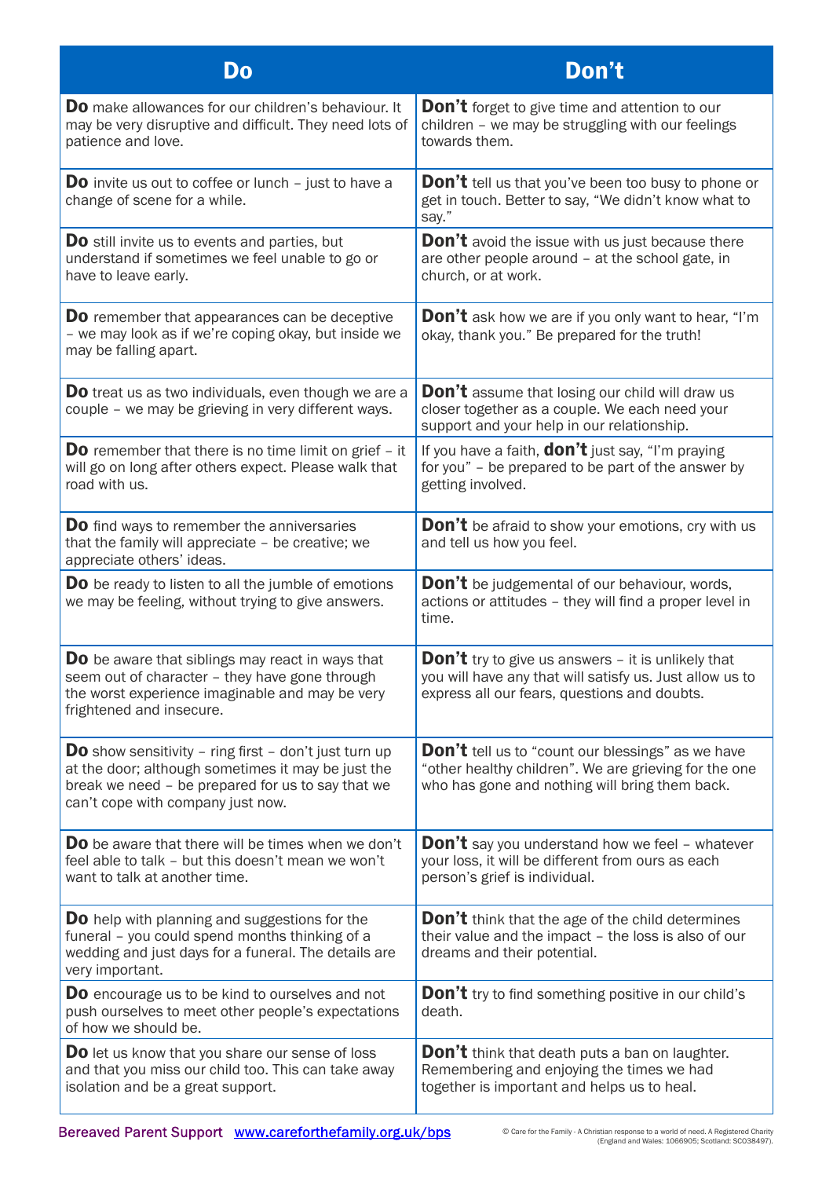| Do | Don't |
|---|---|
| **Do** make allowances for our children's behaviour. It may be very disruptive and difficult. They need lots of patience and love. | **Don't** forget to give time and attention to our children – we may be struggling with our feelings towards them. |
| **Do** invite us out to coffee or lunch – just to have a change of scene for a while. | **Don't** tell us that you've been too busy to phone or get in touch. Better to say, "We didn't know what to say." |
| **Do** still invite us to events and parties, but understand if sometimes we feel unable to go or have to leave early. | **Don't** avoid the issue with us just because there are other people around – at the school gate, in church, or at work. |
| **Do** remember that appearances can be deceptive – we may look as if we're coping okay, but inside we may be falling apart. | **Don't** ask how we are if you only want to hear, "I'm okay, thank you." Be prepared for the truth! |
| **Do** treat us as two individuals, even though we are a couple – we may be grieving in very different ways. | **Don't** assume that losing our child will draw us closer together as a couple. We each need your support and your help in our relationship. |
| **Do** remember that there is no time limit on grief – it will go on long after others expect. Please walk that road with us. | If you have a faith, **don't** just say, "I'm praying for you" – be prepared to be part of the answer by getting involved. |
| **Do** find ways to remember the anniversaries that the family will appreciate – be creative; we appreciate others' ideas. | **Don't** be afraid to show your emotions, cry with us and tell us how you feel. |
| **Do** be ready to listen to all the jumble of emotions we may be feeling, without trying to give answers. | **Don't** be judgemental of our behaviour, words, actions or attitudes – they will find a proper level in time. |
| **Do** be aware that siblings may react in ways that seem out of character – they have gone through the worst experience imaginable and may be very frightened and insecure. | **Don't** try to give us answers – it is unlikely that you will have any that will satisfy us. Just allow us to express all our fears, questions and doubts. |
| **Do** show sensitivity – ring first – don't just turn up at the door; although sometimes it may be just the break we need – be prepared for us to say that we can't cope with company just now. | **Don't** tell us to "count our blessings" as we have "other healthy children". We are grieving for the one who has gone and nothing will bring them back. |
| **Do** be aware that there will be times when we don't feel able to talk – but this doesn't mean we won't want to talk at another time. | **Don't** say you understand how we feel – whatever your loss, it will be different from ours as each person's grief is individual. |
| **Do** help with planning and suggestions for the funeral – you could spend months thinking of a wedding and just days for a funeral. The details are very important. | **Don't** think that the age of the child determines their value and the impact – the loss is also of our dreams and their potential. |
| **Do** encourage us to be kind to ourselves and not push ourselves to meet other people's expectations of how we should be. | **Don't** try to find something positive in our child's death. |
| **Do** let us know that you share our sense of loss and that you miss our child too. This can take away isolation and be a great support. | **Don't** think that death puts a ban on laughter. Remembering and enjoying the times we had together is important and helps us to heal. |

Bereaved Parent Support www.careforthefamily.org.uk/bps

© Care for the Family - A Christian response to a world of need. A Registered Charity (England and Wales: 1066905; Scotland: SC038497).